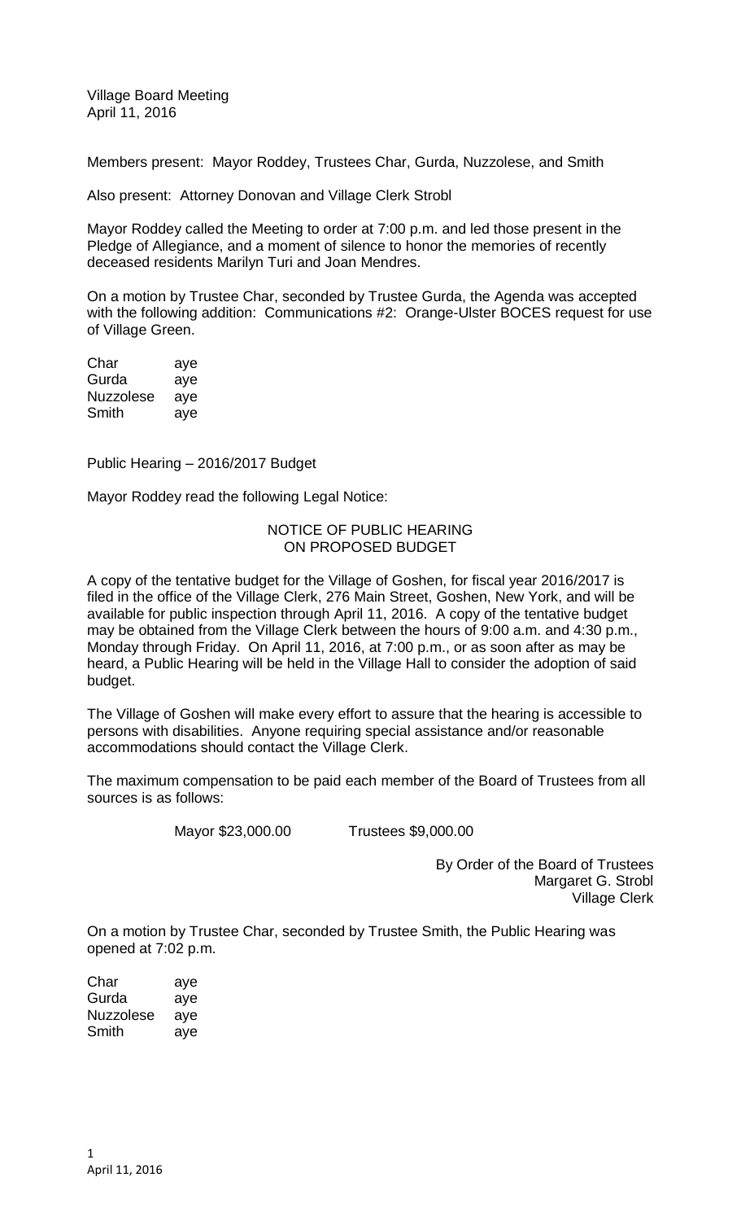Village Board Meeting
April 11, 2016

Members present: Mayor Roddey, Trustees Char, Gurda, Nuzzolese, and Smith

Also present: Attorney Donovan and Village Clerk Strobl

Mayor Roddey called the Meeting to order at 7:00 p.m. and led those present in the Pledge of Allegiance, and a moment of silence to honor the memories of recently deceased residents Marilyn Turi and Joan Mendres.

On a motion by Trustee Char, seconded by Trustee Gurda, the Agenda was accepted with the following addition: Communications #2: Orange-Ulster BOCES request for use of Village Green.

| | |
|---|---|
| Char | aye |
| Gurda | aye |
| Nuzzolese | aye |
| Smith | aye |

Public Hearing – 2016/2017 Budget

Mayor Roddey read the following Legal Notice:

NOTICE OF PUBLIC HEARING
ON PROPOSED BUDGET

A copy of the tentative budget for the Village of Goshen, for fiscal year 2016/2017 is filed in the office of the Village Clerk, 276 Main Street, Goshen, New York, and will be available for public inspection through April 11, 2016. A copy of the tentative budget may be obtained from the Village Clerk between the hours of 9:00 a.m. and 4:30 p.m., Monday through Friday. On April 11, 2016, at 7:00 p.m., or as soon after as may be heard, a Public Hearing will be held in the Village Hall to consider the adoption of said budget.

The Village of Goshen will make every effort to assure that the hearing is accessible to persons with disabilities. Anyone requiring special assistance and/or reasonable accommodations should contact the Village Clerk.

The maximum compensation to be paid each member of the Board of Trustees from all sources is as follows:

Mayor $23,000.00 Trustees $9,000.00

By Order of the Board of Trustees
Margaret G. Strobl
Village Clerk

On a motion by Trustee Char, seconded by Trustee Smith, the Public Hearing was opened at 7:02 p.m.

| | |
|---|---|
| Char | aye |
| Gurda | aye |
| Nuzzolese | aye |
| Smith | aye |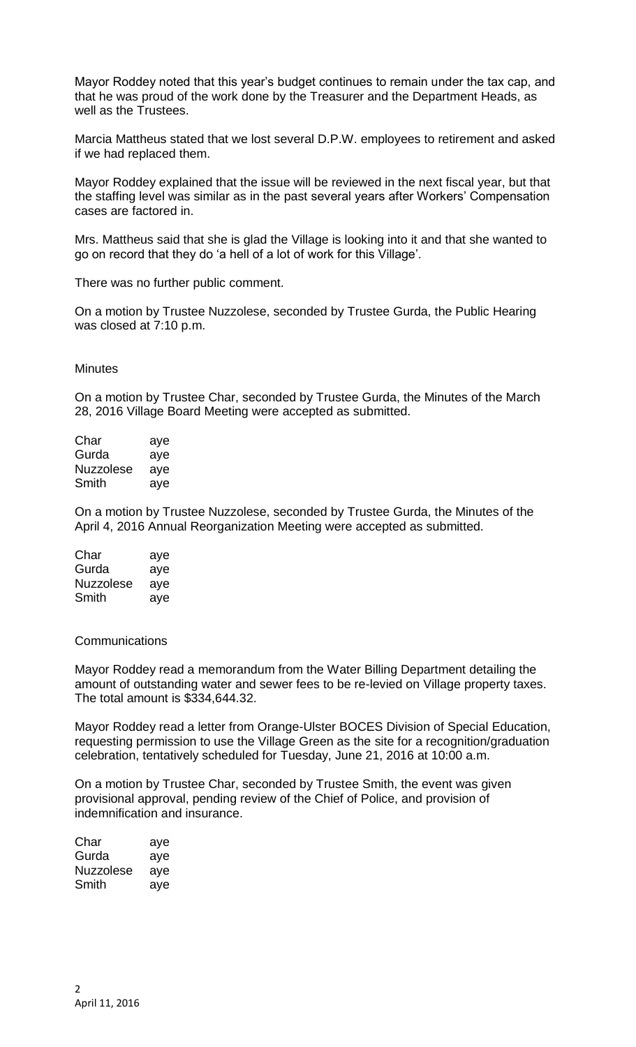Mayor Roddey noted that this year's budget continues to remain under the tax cap, and that he was proud of the work done by the Treasurer and the Department Heads, as well as the Trustees.

Marcia Mattheus stated that we lost several D.P.W. employees to retirement and asked if we had replaced them.

Mayor Roddey explained that the issue will be reviewed in the next fiscal year, but that the staffing level was similar as in the past several years after Workers' Compensation cases are factored in.

Mrs. Mattheus said that she is glad the Village is looking into it and that she wanted to go on record that they do 'a hell of a lot of work for this Village'.

There was no further public comment.

On a motion by Trustee Nuzzolese, seconded by Trustee Gurda, the Public Hearing was closed at 7:10 p.m.

## Minutes

On a motion by Trustee Char, seconded by Trustee Gurda, the Minutes of the March 28, 2016 Village Board Meeting were accepted as submitted.

| | |
|---|---|
| Char | aye |
| Gurda | aye |
| Nuzzolese | aye |
| Smith | aye |

On a motion by Trustee Nuzzolese, seconded by Trustee Gurda, the Minutes of the April 4, 2016 Annual Reorganization Meeting were accepted as submitted.

| | |
|---|---|
| Char | aye |
| Gurda | aye |
| Nuzzolese | aye |
| Smith | aye |

## Communications

Mayor Roddey read a memorandum from the Water Billing Department detailing the amount of outstanding water and sewer fees to be re-levied on Village property taxes. The total amount is $334,644.32.

Mayor Roddey read a letter from Orange-Ulster BOCES Division of Special Education, requesting permission to use the Village Green as the site for a recognition/graduation celebration, tentatively scheduled for Tuesday, June 21, 2016 at 10:00 a.m.

On a motion by Trustee Char, seconded by Trustee Smith, the event was given provisional approval, pending review of the Chief of Police, and provision of indemnification and insurance.

| | |
|---|---|
| Char | aye |
| Gurda | aye |
| Nuzzolese | aye |
| Smith | aye |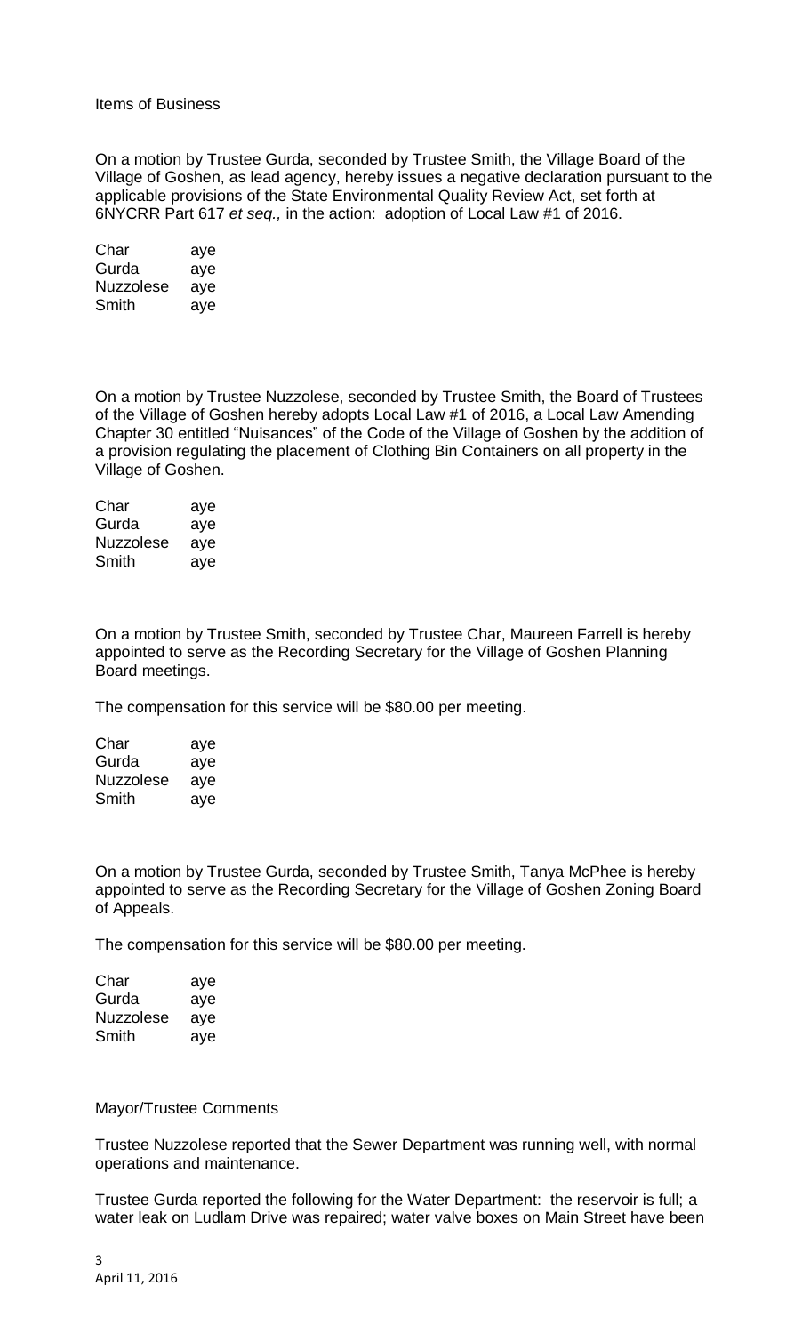Items of Business

On a motion by Trustee Gurda, seconded by Trustee Smith, the Village Board of the Village of Goshen, as lead agency, hereby issues a negative declaration pursuant to the applicable provisions of the State Environmental Quality Review Act, set forth at 6NYCRR Part 617 *et seq.,* in the action: adoption of Local Law #1 of 2016.

| | |
|---|---|
| Char | aye |
| Gurda | aye |
| Nuzzolese | aye |
| Smith | aye |

On a motion by Trustee Nuzzolese, seconded by Trustee Smith, the Board of Trustees of the Village of Goshen hereby adopts Local Law #1 of 2016, a Local Law Amending Chapter 30 entitled "Nuisances" of the Code of the Village of Goshen by the addition of a provision regulating the placement of Clothing Bin Containers on all property in the Village of Goshen.

| | |
|---|---|
| Char | aye |
| Gurda | aye |
| Nuzzolese | aye |
| Smith | aye |

On a motion by Trustee Smith, seconded by Trustee Char, Maureen Farrell is hereby appointed to serve as the Recording Secretary for the Village of Goshen Planning Board meetings.

The compensation for this service will be $80.00 per meeting.

| | |
|---|---|
| Char | aye |
| Gurda | aye |
| Nuzzolese | aye |
| Smith | aye |

On a motion by Trustee Gurda, seconded by Trustee Smith, Tanya McPhee is hereby appointed to serve as the Recording Secretary for the Village of Goshen Zoning Board of Appeals.

The compensation for this service will be $80.00 per meeting.

| | |
|---|---|
| Char | aye |
| Gurda | aye |
| Nuzzolese | aye |
| Smith | aye |

Mayor/Trustee Comments

Trustee Nuzzolese reported that the Sewer Department was running well, with normal operations and maintenance.

Trustee Gurda reported the following for the Water Department: the reservoir is full; a water leak on Ludlam Drive was repaired; water valve boxes on Main Street have been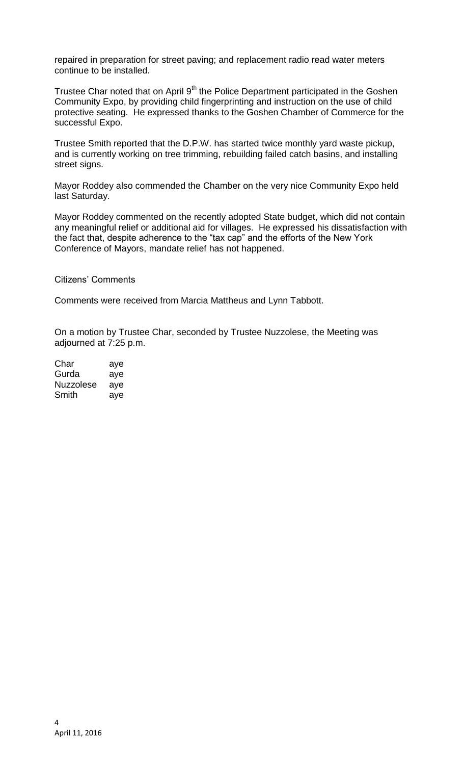repaired in preparation for street paving; and replacement radio read water meters continue to be installed.

Trustee Char noted that on April 9th the Police Department participated in the Goshen Community Expo, by providing child fingerprinting and instruction on the use of child protective seating. He expressed thanks to the Goshen Chamber of Commerce for the successful Expo.

Trustee Smith reported that the D.P.W. has started twice monthly yard waste pickup, and is currently working on tree trimming, rebuilding failed catch basins, and installing street signs.

Mayor Roddey also commended the Chamber on the very nice Community Expo held last Saturday.

Mayor Roddey commented on the recently adopted State budget, which did not contain any meaningful relief or additional aid for villages. He expressed his dissatisfaction with the fact that, despite adherence to the "tax cap" and the efforts of the New York Conference of Mayors, mandate relief has not happened.

Citizens' Comments

Comments were received from Marcia Mattheus and Lynn Tabbott.

On a motion by Trustee Char, seconded by Trustee Nuzzolese, the Meeting was adjourned at 7:25 p.m.

| | |
|---|---|
| Char | aye |
| Gurda | aye |
| Nuzzolese | aye |
| Smith | aye |